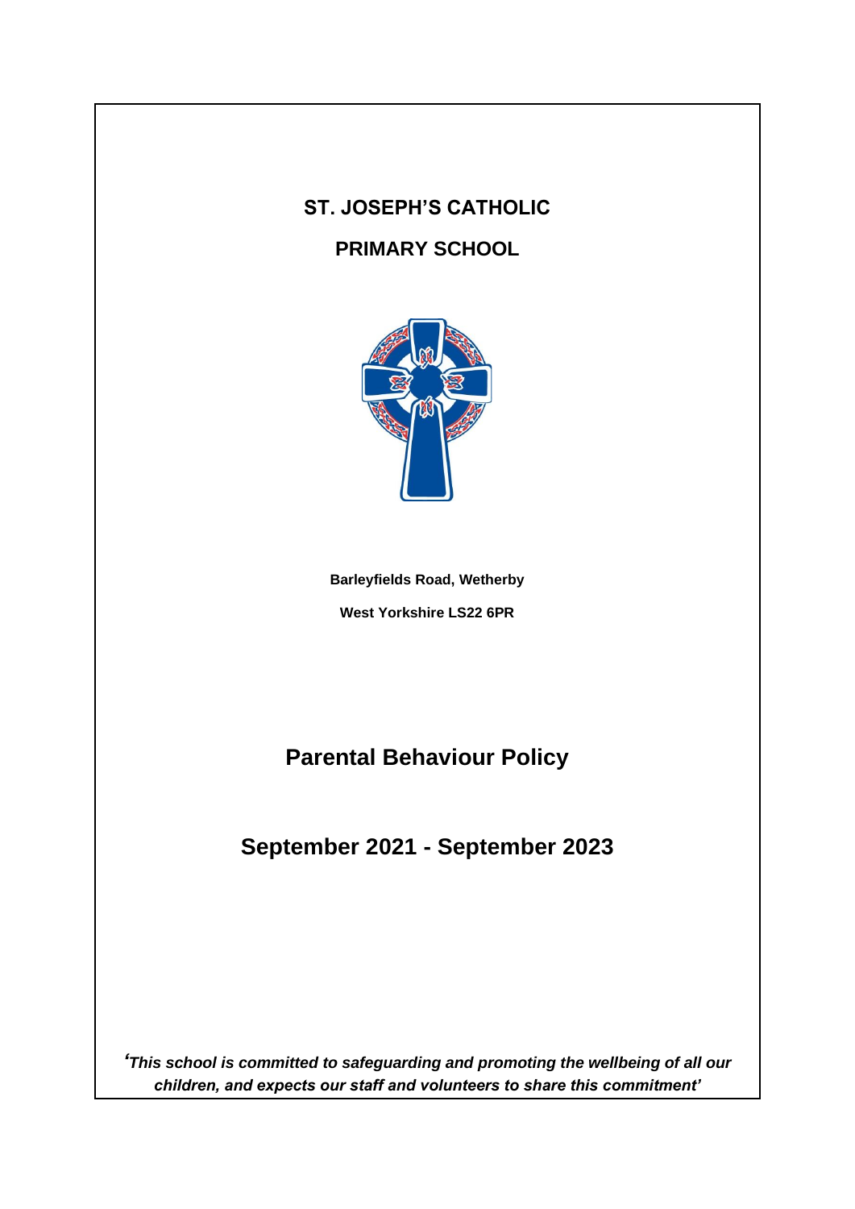# ST. JOSEPH'S CATHOLIC

# PRIMARY SCHOOL

**Barleyfields Road, Wetherby**

**West Yorkshire LS22 6PR**

## Parental Behaviour Policy

## September 2021 - September 2023

***'This school is committed to safeguarding and promoting the wellbeing of all our children, and expects our staff and volunteers to share this commitment'***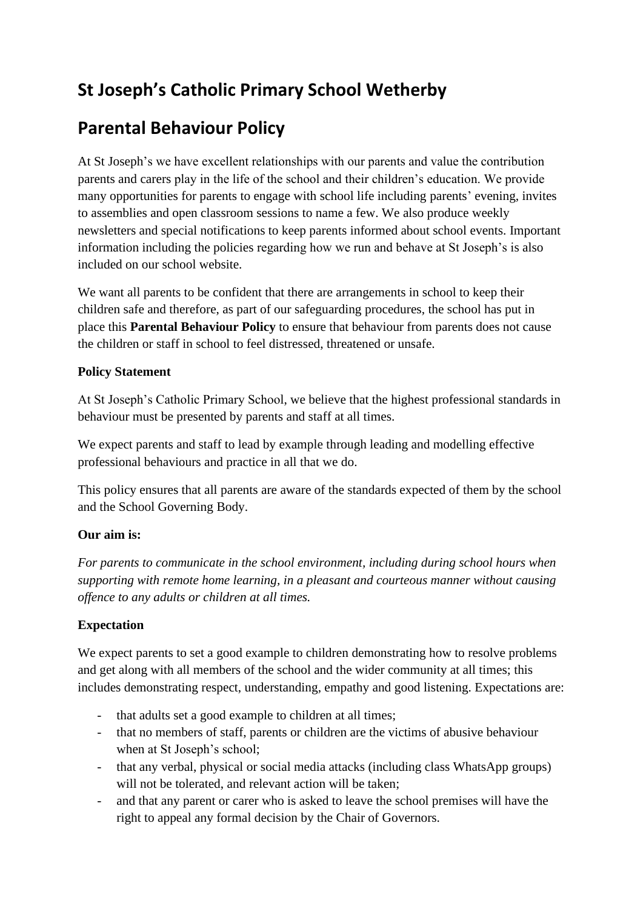# St Joseph's Catholic Primary School Wetherby

# Parental Behaviour Policy

At St Joseph's we have excellent relationships with our parents and value the contribution parents and carers play in the life of the school and their children's education. We provide many opportunities for parents to engage with school life including parents' evening, invites to assemblies and open classroom sessions to name a few. We also produce weekly newsletters and special notifications to keep parents informed about school events. Important information including the policies regarding how we run and behave at St Joseph's is also included on our school website.

We want all parents to be confident that there are arrangements in school to keep their children safe and therefore, as part of our safeguarding procedures, the school has put in place this **Parental Behaviour Policy** to ensure that behaviour from parents does not cause the children or staff in school to feel distressed, threatened or unsafe.

**Policy Statement**

At St Joseph's Catholic Primary School, we believe that the highest professional standards in behaviour must be presented by parents and staff at all times.

We expect parents and staff to lead by example through leading and modelling effective professional behaviours and practice in all that we do.

This policy ensures that all parents are aware of the standards expected of them by the school and the School Governing Body.

**Our aim is:**

*For parents to communicate in the school environment, including during school hours when supporting with remote home learning, in a pleasant and courteous manner without causing offence to any adults or children at all times.*

**Expectation**

We expect parents to set a good example to children demonstrating how to resolve problems and get along with all members of the school and the wider community at all times; this includes demonstrating respect, understanding, empathy and good listening. Expectations are:

- that adults set a good example to children at all times;
- that no members of staff, parents or children are the victims of abusive behaviour when at St Joseph's school;
- that any verbal, physical or social media attacks (including class WhatsApp groups) will not be tolerated, and relevant action will be taken;
- and that any parent or carer who is asked to leave the school premises will have the right to appeal any formal decision by the Chair of Governors.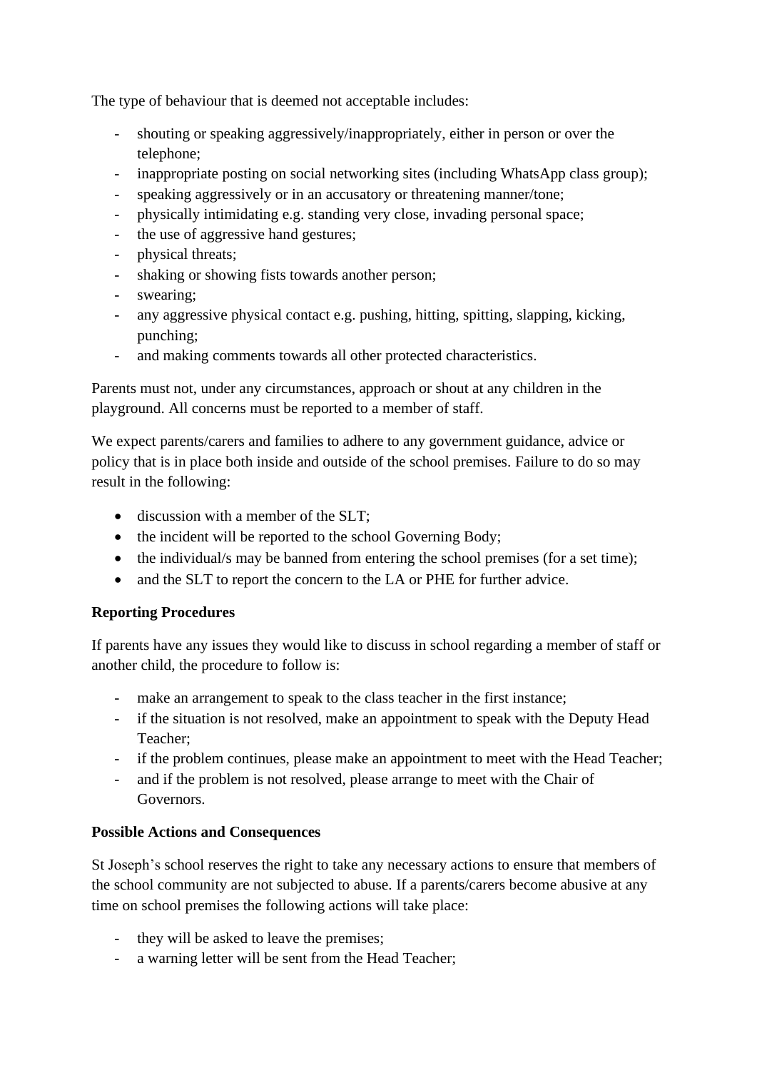The type of behaviour that is deemed not acceptable includes:

- shouting or speaking aggressively/inappropriately, either in person or over the telephone;
- inappropriate posting on social networking sites (including WhatsApp class group);
- speaking aggressively or in an accusatory or threatening manner/tone;
- physically intimidating e.g. standing very close, invading personal space;
- the use of aggressive hand gestures;
- physical threats;
- shaking or showing fists towards another person;
- swearing;
- any aggressive physical contact e.g. pushing, hitting, spitting, slapping, kicking, punching;
- and making comments towards all other protected characteristics.

Parents must not, under any circumstances, approach or shout at any children in the playground. All concerns must be reported to a member of staff.

We expect parents/carers and families to adhere to any government guidance, advice or policy that is in place both inside and outside of the school premises. Failure to do so may result in the following:

- discussion with a member of the SLT;
- the incident will be reported to the school Governing Body;
- the individual/s may be banned from entering the school premises (for a set time);
- and the SLT to report the concern to the LA or PHE for further advice.

**Reporting Procedures**

If parents have any issues they would like to discuss in school regarding a member of staff or another child, the procedure to follow is:

- make an arrangement to speak to the class teacher in the first instance;
- if the situation is not resolved, make an appointment to speak with the Deputy Head Teacher;
- if the problem continues, please make an appointment to meet with the Head Teacher;
- and if the problem is not resolved, please arrange to meet with the Chair of Governors.

**Possible Actions and Consequences**

St Joseph's school reserves the right to take any necessary actions to ensure that members of the school community are not subjected to abuse. If a parents/carers become abusive at any time on school premises the following actions will take place:

- they will be asked to leave the premises;
- a warning letter will be sent from the Head Teacher;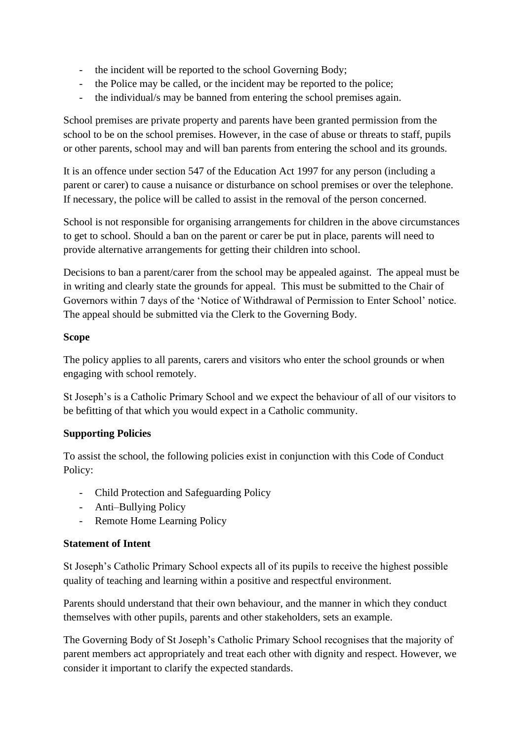- the incident will be reported to the school Governing Body;
- the Police may be called, or the incident may be reported to the police;
- the individual/s may be banned from entering the school premises again.

School premises are private property and parents have been granted permission from the school to be on the school premises. However, in the case of abuse or threats to staff, pupils or other parents, school may and will ban parents from entering the school and its grounds.

It is an offence under section 547 of the Education Act 1997 for any person (including a parent or carer) to cause a nuisance or disturbance on school premises or over the telephone. If necessary, the police will be called to assist in the removal of the person concerned.

School is not responsible for organising arrangements for children in the above circumstances to get to school. Should a ban on the parent or carer be put in place, parents will need to provide alternative arrangements for getting their children into school.

Decisions to ban a parent/carer from the school may be appealed against. The appeal must be in writing and clearly state the grounds for appeal. This must be submitted to the Chair of Governors within 7 days of the 'Notice of Withdrawal of Permission to Enter School' notice. The appeal should be submitted via the Clerk to the Governing Body.

**Scope**

The policy applies to all parents, carers and visitors who enter the school grounds or when engaging with school remotely.

St Joseph's is a Catholic Primary School and we expect the behaviour of all of our visitors to be befitting of that which you would expect in a Catholic community.

**Supporting Policies**

To assist the school, the following policies exist in conjunction with this Code of Conduct Policy:

- Child Protection and Safeguarding Policy
- Anti–Bullying Policy
- Remote Home Learning Policy

**Statement of Intent**

St Joseph's Catholic Primary School expects all of its pupils to receive the highest possible quality of teaching and learning within a positive and respectful environment.

Parents should understand that their own behaviour, and the manner in which they conduct themselves with other pupils, parents and other stakeholders, sets an example.

The Governing Body of St Joseph's Catholic Primary School recognises that the majority of parent members act appropriately and treat each other with dignity and respect. However, we consider it important to clarify the expected standards.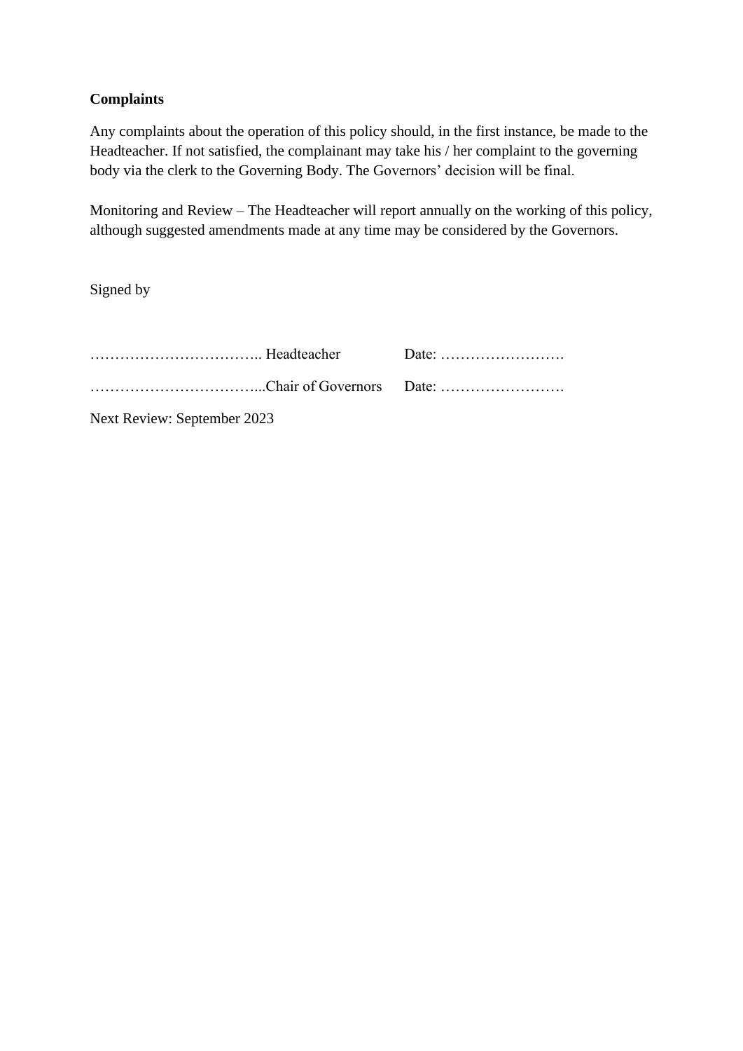**Complaints**

Any complaints about the operation of this policy should, in the first instance, be made to the Headteacher. If not satisfied, the complainant may take his / her complaint to the governing body via the clerk to the Governing Body. The Governors' decision will be final.

Monitoring and Review – The Headteacher will report annually on the working of this policy, although suggested amendments made at any time may be considered by the Governors.

Signed by

…………………………….. Headteacher Date: …………………….

……………………………...Chair of Governors Date: …………………….

Next Review: September 2023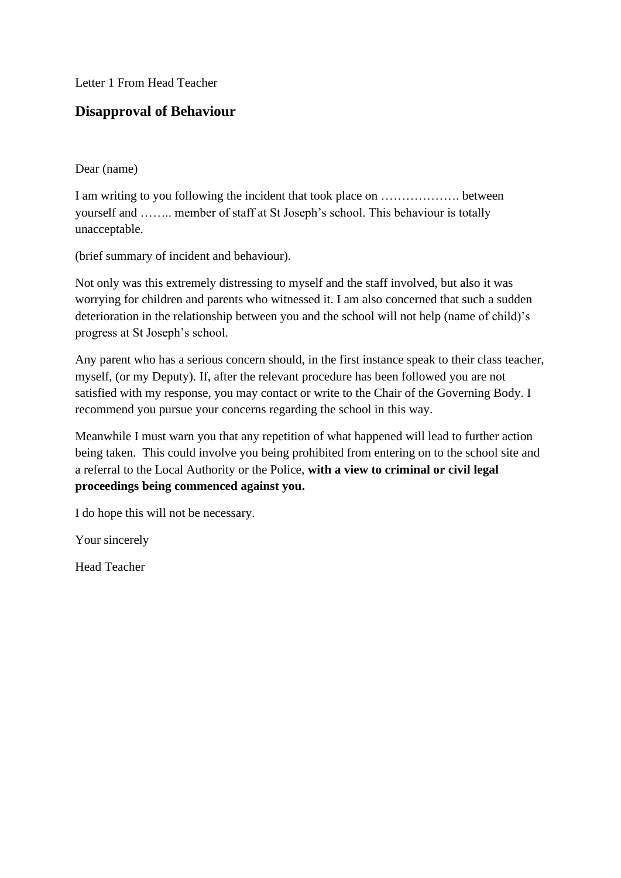Letter 1 From Head Teacher

## Disapproval of Behaviour

Dear (name)

I am writing to you following the incident that took place on ………………. between yourself and …….. member of staff at St Joseph's school. This behaviour is totally unacceptable.

(brief summary of incident and behaviour).

Not only was this extremely distressing to myself and the staff involved, but also it was worrying for children and parents who witnessed it. I am also concerned that such a sudden deterioration in the relationship between you and the school will not help (name of child)'s progress at St Joseph's school.

Any parent who has a serious concern should, in the first instance speak to their class teacher, myself, (or my Deputy). If, after the relevant procedure has been followed you are not satisfied with my response, you may contact or write to the Chair of the Governing Body. I recommend you pursue your concerns regarding the school in this way.

Meanwhile I must warn you that any repetition of what happened will lead to further action being taken. This could involve you being prohibited from entering on to the school site and a referral to the Local Authority or the Police, **with a view to criminal or civil legal proceedings being commenced against you.**

I do hope this will not be necessary.

Your sincerely

Head Teacher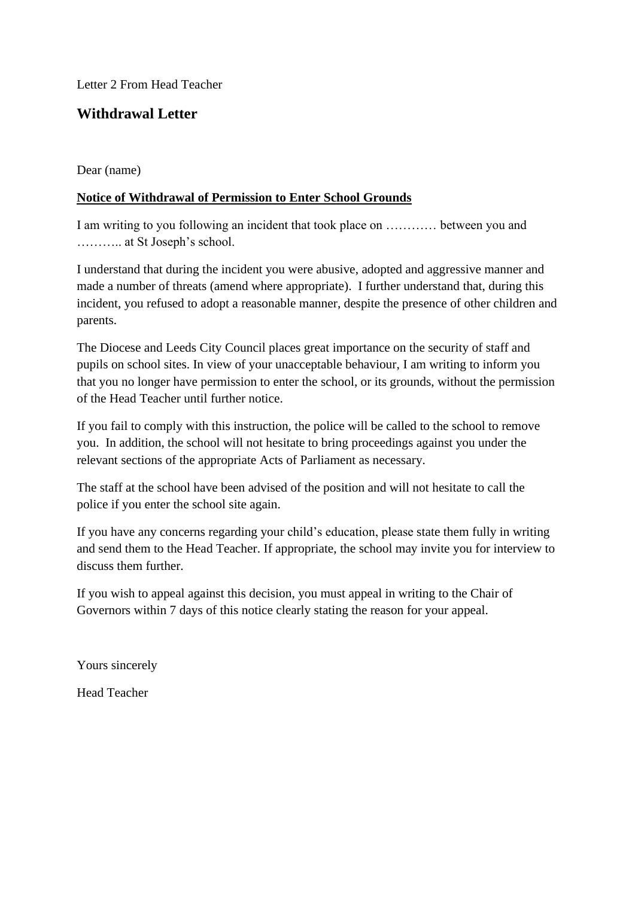Letter 2 From Head Teacher

## Withdrawal Letter

Dear (name)

**<u>Notice of Withdrawal of Permission to Enter School Grounds</u>**

I am writing to you following an incident that took place on ………… between you and ……….. at St Joseph's school.

I understand that during the incident you were abusive, adopted and aggressive manner and made a number of threats (amend where appropriate). I further understand that, during this incident, you refused to adopt a reasonable manner, despite the presence of other children and parents.

The Diocese and Leeds City Council places great importance on the security of staff and pupils on school sites. In view of your unacceptable behaviour, I am writing to inform you that you no longer have permission to enter the school, or its grounds, without the permission of the Head Teacher until further notice.

If you fail to comply with this instruction, the police will be called to the school to remove you. In addition, the school will not hesitate to bring proceedings against you under the relevant sections of the appropriate Acts of Parliament as necessary.

The staff at the school have been advised of the position and will not hesitate to call the police if you enter the school site again.

If you have any concerns regarding your child's education, please state them fully in writing and send them to the Head Teacher. If appropriate, the school may invite you for interview to discuss them further.

If you wish to appeal against this decision, you must appeal in writing to the Chair of Governors within 7 days of this notice clearly stating the reason for your appeal.

Yours sincerely

Head Teacher